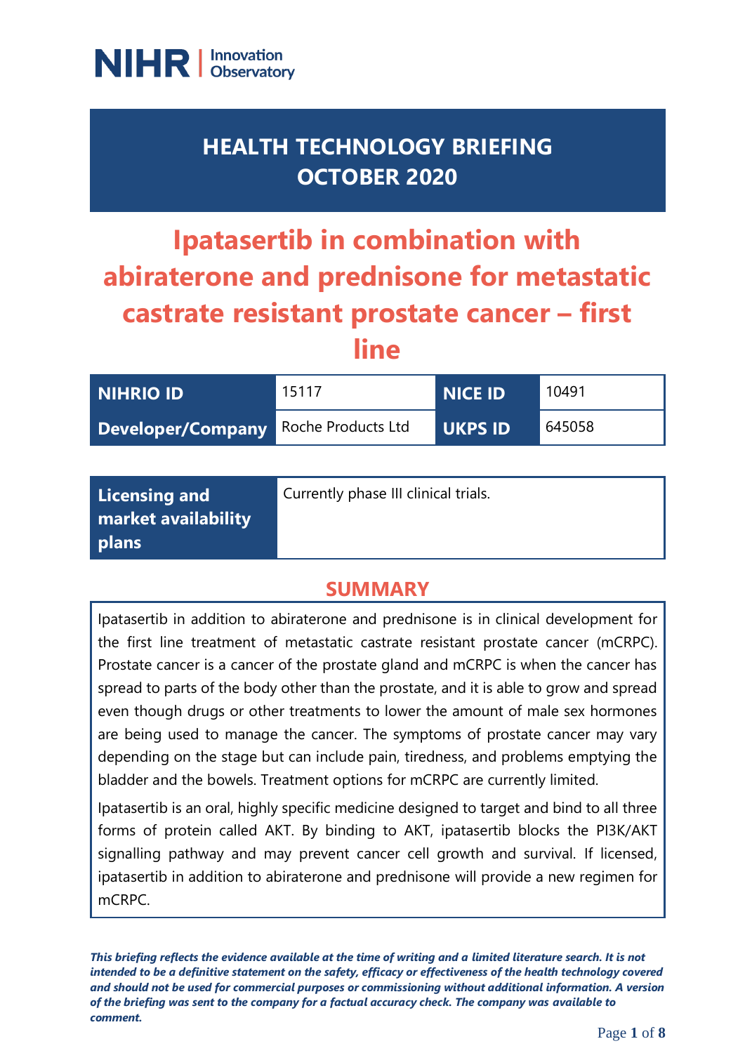NIHR | Innovation Observatory

# HEALTH TECHNOLOGY BRIEFING OCTOBER 2020

# Ipatasertib in combination with abiraterone and prednisone for metastatic castrate resistant prostate cancer – first line

| NIHRIO ID | 15117 | NICE ID | 10491 |
|---|---|---|---|
| Developer/Company | Roche Products Ltd | UKPS ID | 645058 |

| Licensing and market availability plans | Currently phase III clinical trials. |
|---|---|

## SUMMARY

Ipatasertib in addition to abiraterone and prednisone is in clinical development for the first line treatment of metastatic castrate resistant prostate cancer (mCRPC). Prostate cancer is a cancer of the prostate gland and mCRPC is when the cancer has spread to parts of the body other than the prostate, and it is able to grow and spread even though drugs or other treatments to lower the amount of male sex hormones are being used to manage the cancer. The symptoms of prostate cancer may vary depending on the stage but can include pain, tiredness, and problems emptying the bladder and the bowels. Treatment options for mCRPC are currently limited.

Ipatasertib is an oral, highly specific medicine designed to target and bind to all three forms of protein called AKT. By binding to AKT, ipatasertib blocks the PI3K/AKT signalling pathway and may prevent cancer cell growth and survival. If licensed, ipatasertib in addition to abiraterone and prednisone will provide a new regimen for mCRPC.

***This briefing reflects the evidence available at the time of writing and a limited literature search. It is not intended to be a definitive statement on the safety, efficacy or effectiveness of the health technology covered and should not be used for commercial purposes or commissioning without additional information. A version of the briefing was sent to the company for a factual accuracy check. The company was available to comment.***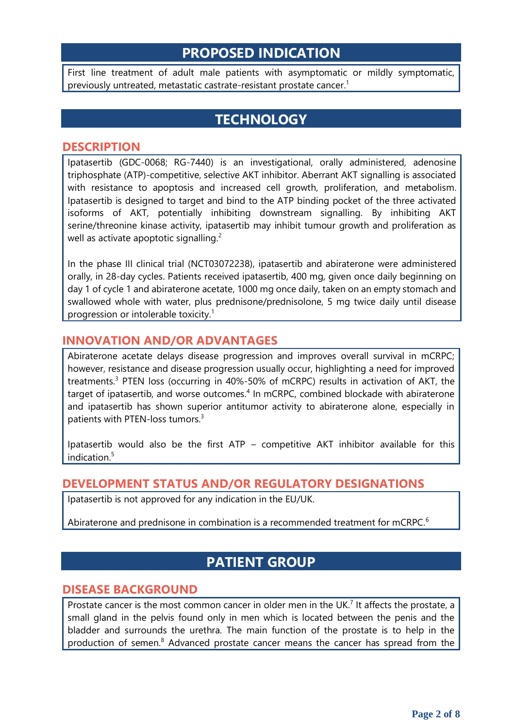## PROPOSED INDICATION

First line treatment of adult male patients with asymptomatic or mildly symptomatic, previously untreated, metastatic castrate-resistant prostate cancer.[1]

## TECHNOLOGY

### DESCRIPTION

Ipatasertib (GDC-0068; RG-7440) is an investigational, orally administered, adenosine triphosphate (ATP)-competitive, selective AKT inhibitor. Aberrant AKT signalling is associated with resistance to apoptosis and increased cell growth, proliferation, and metabolism. Ipatasertib is designed to target and bind to the ATP binding pocket of the three activated isoforms of AKT, potentially inhibiting downstream signalling. By inhibiting AKT serine/threonine kinase activity, ipatasertib may inhibit tumour growth and proliferation as well as activate apoptotic signalling.[2]

In the phase III clinical trial (NCT03072238), ipatasertib and abiraterone were administered orally, in 28-day cycles. Patients received ipatasertib, 400 mg, given once daily beginning on day 1 of cycle 1 and abiraterone acetate, 1000 mg once daily, taken on an empty stomach and swallowed whole with water, plus prednisone/prednisolone, 5 mg twice daily until disease progression or intolerable toxicity.[1]

### INNOVATION AND/OR ADVANTAGES

Abiraterone acetate delays disease progression and improves overall survival in mCRPC; however, resistance and disease progression usually occur, highlighting a need for improved treatments.[3] PTEN loss (occurring in 40%-50% of mCRPC) results in activation of AKT, the target of ipatasertib, and worse outcomes.[4] In mCRPC, combined blockade with abiraterone and ipatasertib has shown superior antitumor activity to abiraterone alone, especially in patients with PTEN-loss tumors.[3]

Ipatasertib would also be the first ATP – competitive AKT inhibitor available for this indication.[5]

### DEVELOPMENT STATUS AND/OR REGULATORY DESIGNATIONS

Ipatasertib is not approved for any indication in the EU/UK.

Abiraterone and prednisone in combination is a recommended treatment for mCRPC.[6]

## PATIENT GROUP

### DISEASE BACKGROUND

Prostate cancer is the most common cancer in older men in the UK.[7] It affects the prostate, a small gland in the pelvis found only in men which is located between the penis and the bladder and surrounds the urethra. The main function of the prostate is to help in the production of semen.[8] Advanced prostate cancer means the cancer has spread from the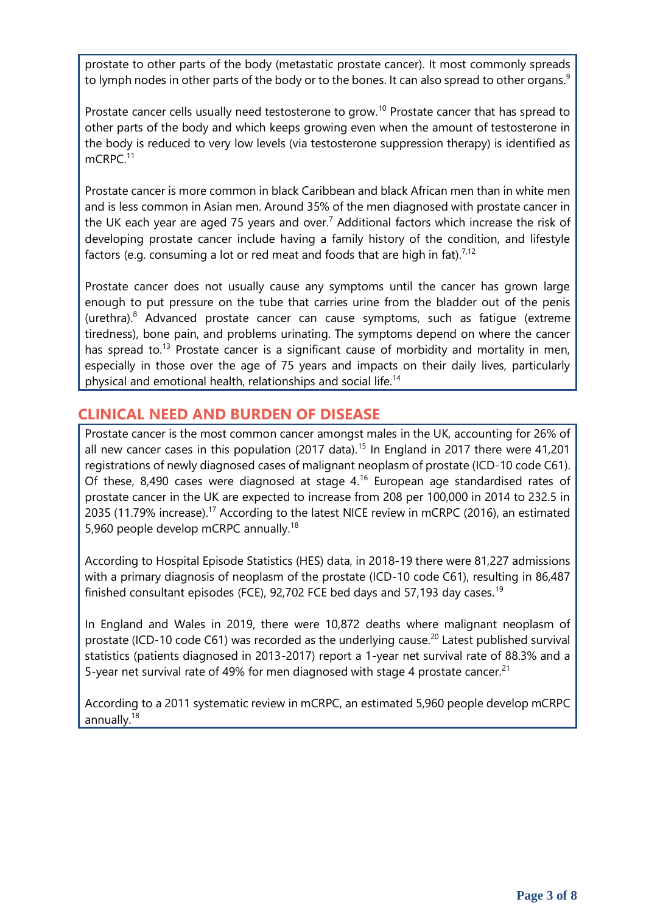prostate to other parts of the body (metastatic prostate cancer). It most commonly spreads to lymph nodes in other parts of the body or to the bones. It can also spread to other organs.[9]

Prostate cancer cells usually need testosterone to grow.[10] Prostate cancer that has spread to other parts of the body and which keeps growing even when the amount of testosterone in the body is reduced to very low levels (via testosterone suppression therapy) is identified as mCRPC.[11]

Prostate cancer is more common in black Caribbean and black African men than in white men and is less common in Asian men. Around 35% of the men diagnosed with prostate cancer in the UK each year are aged 75 years and over.[7] Additional factors which increase the risk of developing prostate cancer include having a family history of the condition, and lifestyle factors (e.g. consuming a lot or red meat and foods that are high in fat).[7,12]

Prostate cancer does not usually cause any symptoms until the cancer has grown large enough to put pressure on the tube that carries urine from the bladder out of the penis (urethra).[8] Advanced prostate cancer can cause symptoms, such as fatigue (extreme tiredness), bone pain, and problems urinating. The symptoms depend on where the cancer has spread to.[13] Prostate cancer is a significant cause of morbidity and mortality in men, especially in those over the age of 75 years and impacts on their daily lives, particularly physical and emotional health, relationships and social life.[14]

## CLINICAL NEED AND BURDEN OF DISEASE

Prostate cancer is the most common cancer amongst males in the UK, accounting for 26% of all new cancer cases in this population (2017 data).[15] In England in 2017 there were 41,201 registrations of newly diagnosed cases of malignant neoplasm of prostate (ICD-10 code C61). Of these, 8,490 cases were diagnosed at stage 4.[16] European age standardised rates of prostate cancer in the UK are expected to increase from 208 per 100,000 in 2014 to 232.5 in 2035 (11.79% increase).[17] According to the latest NICE review in mCRPC (2016), an estimated 5,960 people develop mCRPC annually.[18]

According to Hospital Episode Statistics (HES) data, in 2018-19 there were 81,227 admissions with a primary diagnosis of neoplasm of the prostate (ICD-10 code C61), resulting in 86,487 finished consultant episodes (FCE), 92,702 FCE bed days and 57,193 day cases.[19]

In England and Wales in 2019, there were 10,872 deaths where malignant neoplasm of prostate (ICD-10 code C61) was recorded as the underlying cause.[20] Latest published survival statistics (patients diagnosed in 2013-2017) report a 1-year net survival rate of 88.3% and a 5-year net survival rate of 49% for men diagnosed with stage 4 prostate cancer.[21]

According to a 2011 systematic review in mCRPC, an estimated 5,960 people develop mCRPC annually.[18]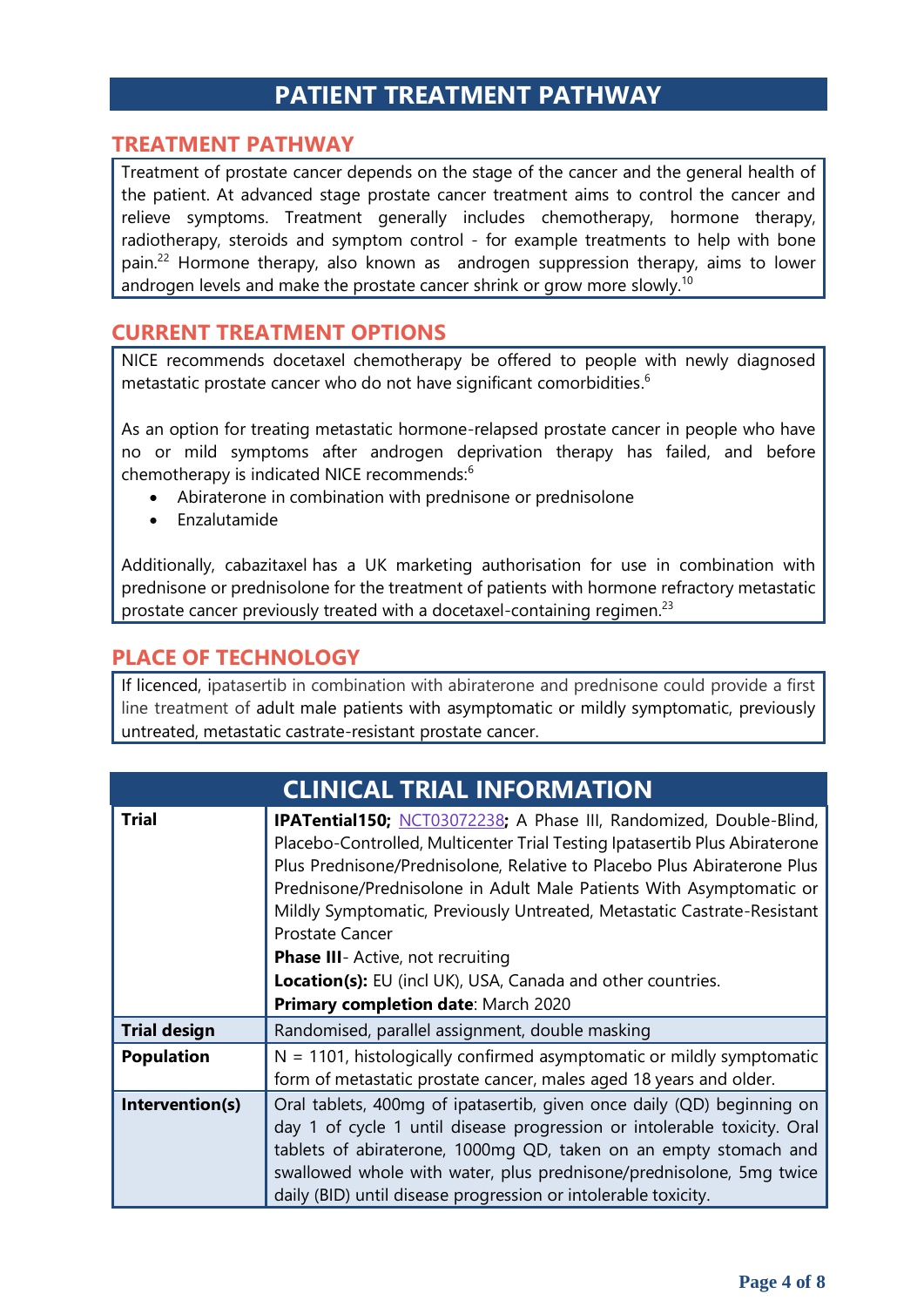# PATIENT TREATMENT PATHWAY

## TREATMENT PATHWAY

Treatment of prostate cancer depends on the stage of the cancer and the general health of the patient. At advanced stage prostate cancer treatment aims to control the cancer and relieve symptoms. Treatment generally includes chemotherapy, hormone therapy, radiotherapy, steroids and symptom control - for example treatments to help with bone pain.[22] Hormone therapy, also known as androgen suppression therapy, aims to lower androgen levels and make the prostate cancer shrink or grow more slowly.[10]

## CURRENT TREATMENT OPTIONS

NICE recommends docetaxel chemotherapy be offered to people with newly diagnosed metastatic prostate cancer who do not have significant comorbidities.[6]

As an option for treating metastatic hormone-relapsed prostate cancer in people who have no or mild symptoms after androgen deprivation therapy has failed, and before chemotherapy is indicated NICE recommends:[6]

- Abiraterone in combination with prednisone or prednisolone
- Enzalutamide

Additionally, cabazitaxel has a UK marketing authorisation for use in combination with prednisone or prednisolone for the treatment of patients with hormone refractory metastatic prostate cancer previously treated with a docetaxel-containing regimen.[23]

## PLACE OF TECHNOLOGY

If licenced, ipatasertib in combination with abiraterone and prednisone could provide a first line treatment of adult male patients with asymptomatic or mildly symptomatic, previously untreated, metastatic castrate-resistant prostate cancer.

# CLINICAL TRIAL INFORMATION

| | |
|---|---|
| **Trial** | **IPATential150;** NCT03072238**;** A Phase III, Randomized, Double-Blind, Placebo-Controlled, Multicenter Trial Testing Ipatasertib Plus Abiraterone Plus Prednisone/Prednisolone, Relative to Placebo Plus Abiraterone Plus Prednisone/Prednisolone in Adult Male Patients With Asymptomatic or Mildly Symptomatic, Previously Untreated, Metastatic Castrate-Resistant Prostate Cancer<br>**Phase III**- Active, not recruiting<br>**Location(s):** EU (incl UK), USA, Canada and other countries.<br>**Primary completion date**: March 2020 |
| **Trial design** | Randomised, parallel assignment, double masking |
| **Population** | N = 1101, histologically confirmed asymptomatic or mildly symptomatic form of metastatic prostate cancer, males aged 18 years and older. |
| **Intervention(s)** | Oral tablets, 400mg of ipatasertib, given once daily (QD) beginning on day 1 of cycle 1 until disease progression or intolerable toxicity. Oral tablets of abiraterone, 1000mg QD, taken on an empty stomach and swallowed whole with water, plus prednisone/prednisolone, 5mg twice daily (BID) until disease progression or intolerable toxicity. |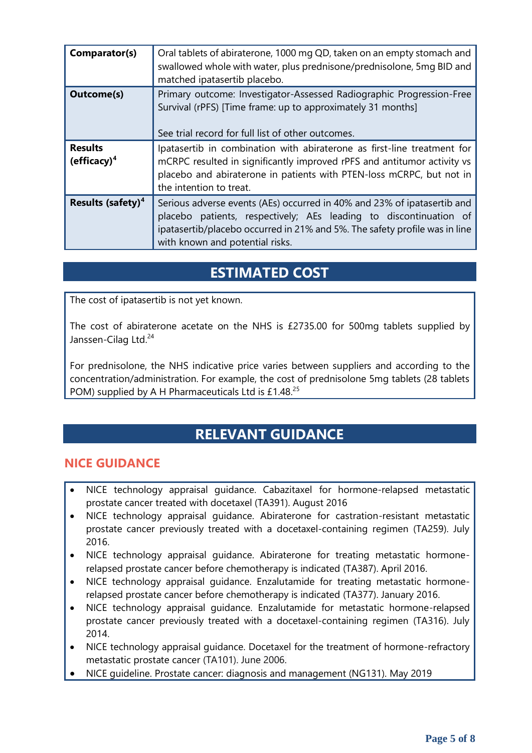| | |
|---|---|
| **Comparator(s)** | Oral tablets of abiraterone, 1000 mg QD, taken on an empty stomach and swallowed whole with water, plus prednisone/prednisolone, 5mg BID and matched ipatasertib placebo. |
| **Outcome(s)** | Primary outcome: Investigator-Assessed Radiographic Progression-Free Survival (rPFS) [Time frame: up to approximately 31 months]<br><br>See trial record for full list of other outcomes. |
| **Results (efficacy)**[4] | Ipatasertib in combination with abiraterone as first-line treatment for mCRPC resulted in significantly improved rPFS and antitumor activity vs placebo and abiraterone in patients with PTEN-loss mCRPC, but not in the intention to treat. |
| **Results (safety)**[4] | Serious adverse events (AEs) occurred in 40% and 23% of ipatasertib and placebo patients, respectively; AEs leading to discontinuation of ipatasertib/placebo occurred in 21% and 5%. The safety profile was in line with known and potential risks. |

## ESTIMATED COST

The cost of ipatasertib is not yet known.

The cost of abiraterone acetate on the NHS is £2735.00 for 500mg tablets supplied by Janssen-Cilag Ltd.[24]

For prednisolone, the NHS indicative price varies between suppliers and according to the concentration/administration. For example, the cost of prednisolone 5mg tablets (28 tablets POM) supplied by A H Pharmaceuticals Ltd is £1.48.[25]

## RELEVANT GUIDANCE

### NICE GUIDANCE

- NICE technology appraisal guidance. Cabazitaxel for hormone-relapsed metastatic prostate cancer treated with docetaxel (TA391). August 2016
- NICE technology appraisal guidance. Abiraterone for castration-resistant metastatic prostate cancer previously treated with a docetaxel-containing regimen (TA259). July 2016.
- NICE technology appraisal guidance. Abiraterone for treating metastatic hormone-relapsed prostate cancer before chemotherapy is indicated (TA387). April 2016.
- NICE technology appraisal guidance. Enzalutamide for treating metastatic hormone-relapsed prostate cancer before chemotherapy is indicated (TA377). January 2016.
- NICE technology appraisal guidance. Enzalutamide for metastatic hormone-relapsed prostate cancer previously treated with a docetaxel-containing regimen (TA316). July 2014.
- NICE technology appraisal guidance. Docetaxel for the treatment of hormone-refractory metastatic prostate cancer (TA101). June 2006.
- NICE guideline. Prostate cancer: diagnosis and management (NG131). May 2019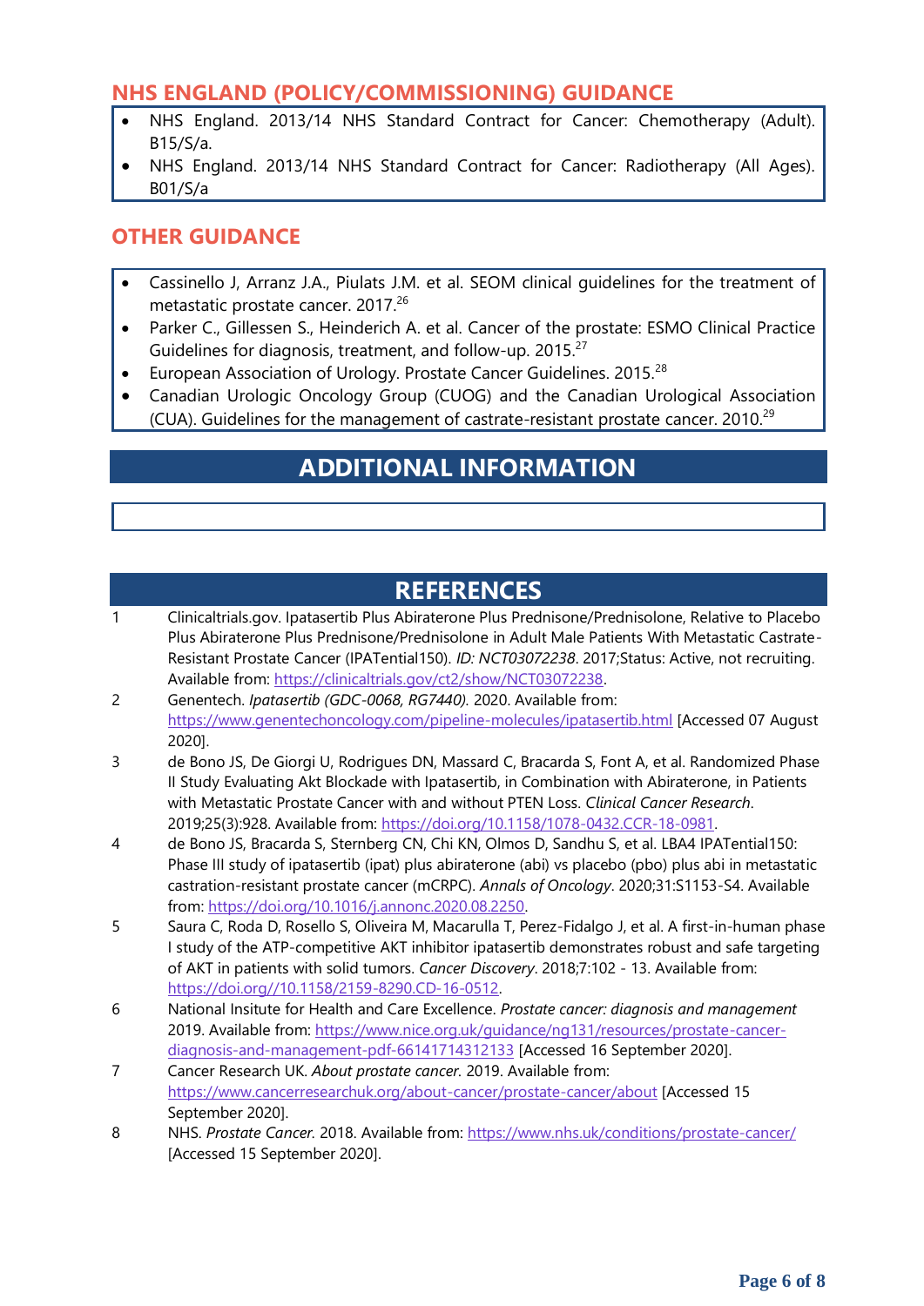## NHS ENGLAND (POLICY/COMMISSIONING) GUIDANCE

- NHS England. 2013/14 NHS Standard Contract for Cancer: Chemotherapy (Adult). B15/S/a.
- NHS England. 2013/14 NHS Standard Contract for Cancer: Radiotherapy (All Ages). B01/S/a

## OTHER GUIDANCE

- Cassinello J, Arranz J.A., Piulats J.M. et al. SEOM clinical guidelines for the treatment of metastatic prostate cancer. 2017.[26]
- Parker C., Gillessen S., Heinderich A. et al. Cancer of the prostate: ESMO Clinical Practice Guidelines for diagnosis, treatment, and follow-up. 2015.[27]
- European Association of Urology. Prostate Cancer Guidelines. 2015.[28]
- Canadian Urologic Oncology Group (CUOG) and the Canadian Urological Association (CUA). Guidelines for the management of castrate-resistant prostate cancer. 2010.[29]

# ADDITIONAL INFORMATION

# REFERENCES

1. Clinicaltrials.gov. Ipatasertib Plus Abiraterone Plus Prednisone/Prednisolone, Relative to Placebo Plus Abiraterone Plus Prednisone/Prednisolone in Adult Male Patients With Metastatic Castrate-Resistant Prostate Cancer (IPATential150). *ID: NCT03072238*. 2017;Status: Active, not recruiting. Available from: https://clinicaltrials.gov/ct2/show/NCT03072238.
2. Genentech. *Ipatasertib (GDC-0068, RG7440)*. 2020. Available from: https://www.genentechoncology.com/pipeline-molecules/ipatasertib.html [Accessed 07 August 2020].
3. de Bono JS, De Giorgi U, Rodrigues DN, Massard C, Bracarda S, Font A, et al. Randomized Phase II Study Evaluating Akt Blockade with Ipatasertib, in Combination with Abiraterone, in Patients with Metastatic Prostate Cancer with and without PTEN Loss. *Clinical Cancer Research*. 2019;25(3):928. Available from: https://doi.org/10.1158/1078-0432.CCR-18-0981.
4. de Bono JS, Bracarda S, Sternberg CN, Chi KN, Olmos D, Sandhu S, et al. LBA4 IPATential150: Phase III study of ipatasertib (ipat) plus abiraterone (abi) vs placebo (pbo) plus abi in metastatic castration-resistant prostate cancer (mCRPC). *Annals of Oncology*. 2020;31:S1153-S4. Available from: https://doi.org/10.1016/j.annonc.2020.08.2250.
5. Saura C, Roda D, Rosello S, Oliveira M, Macarulla T, Perez-Fidalgo J, et al. A first-in-human phase I study of the ATP-competitive AKT inhibitor ipatasertib demonstrates robust and safe targeting of AKT in patients with solid tumors. *Cancer Discovery*. 2018;7:102 - 13. Available from: https://doi.org//10.1158/2159-8290.CD-16-0512.
6. National Insitute for Health and Care Excellence. *Prostate cancer: diagnosis and management* 2019. Available from: https://www.nice.org.uk/guidance/ng131/resources/prostate-cancer-diagnosis-and-management-pdf-66141714312133 [Accessed 16 September 2020].
7. Cancer Research UK. *About prostate cancer*. 2019. Available from: https://www.cancerresearchuk.org/about-cancer/prostate-cancer/about [Accessed 15 September 2020].
8. NHS. *Prostate Cancer*. 2018. Available from: https://www.nhs.uk/conditions/prostate-cancer/ [Accessed 15 September 2020].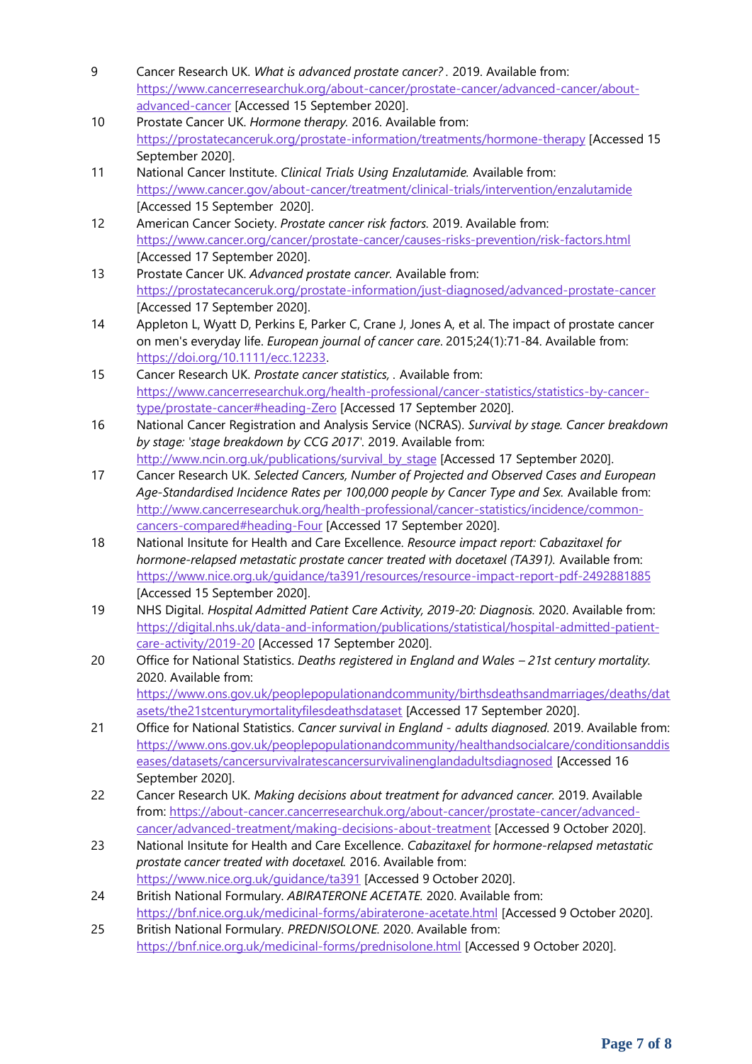9. Cancer Research UK. *What is advanced prostate cancer?* . 2019. Available from: https://www.cancerresearchuk.org/about-cancer/prostate-cancer/advanced-cancer/about-advanced-cancer [Accessed 15 September 2020].
10. Prostate Cancer UK. *Hormone therapy.* 2016. Available from: https://prostatecanceruk.org/prostate-information/treatments/hormone-therapy [Accessed 15 September 2020].
11. National Cancer Institute. *Clinical Trials Using Enzalutamide.* Available from: https://www.cancer.gov/about-cancer/treatment/clinical-trials/intervention/enzalutamide [Accessed 15 September 2020].
12. American Cancer Society. *Prostate cancer risk factors.* 2019. Available from: https://www.cancer.org/cancer/prostate-cancer/causes-risks-prevention/risk-factors.html [Accessed 17 September 2020].
13. Prostate Cancer UK. *Advanced prostate cancer.* Available from: https://prostatecanceruk.org/prostate-information/just-diagnosed/advanced-prostate-cancer [Accessed 17 September 2020].
14. Appleton L, Wyatt D, Perkins E, Parker C, Crane J, Jones A, et al. The impact of prostate cancer on men's everyday life. *European journal of cancer care*. 2015;24(1):71-84. Available from: https://doi.org/10.1111/ecc.12233.
15. Cancer Research UK. *Prostate cancer statistics,* . Available from: https://www.cancerresearchuk.org/health-professional/cancer-statistics/statistics-by-cancer-type/prostate-cancer#heading-Zero [Accessed 17 September 2020].
16. National Cancer Registration and Analysis Service (NCRAS). *Survival by stage. Cancer breakdown by stage: 'stage breakdown by CCG 2017'.* 2019. Available from: http://www.ncin.org.uk/publications/survival_by_stage [Accessed 17 September 2020].
17. Cancer Research UK. *Selected Cancers, Number of Projected and Observed Cases and European Age-Standardised Incidence Rates per 100,000 people by Cancer Type and Sex.* Available from: http://www.cancerresearchuk.org/health-professional/cancer-statistics/incidence/common-cancers-compared#heading-Four [Accessed 17 September 2020].
18. National Insitute for Health and Care Excellence. *Resource impact report: Cabazitaxel for hormone-relapsed metastatic prostate cancer treated with docetaxel (TA391).* Available from: https://www.nice.org.uk/guidance/ta391/resources/resource-impact-report-pdf-2492881885 [Accessed 15 September 2020].
19. NHS Digital. *Hospital Admitted Patient Care Activity, 2019-20: Diagnosis.* 2020. Available from: https://digital.nhs.uk/data-and-information/publications/statistical/hospital-admitted-patient-care-activity/2019-20 [Accessed 17 September 2020].
20. Office for National Statistics. *Deaths registered in England and Wales – 21st century mortality.* 2020. Available from: https://www.ons.gov.uk/peoplepopulationandcommunity/birthsdeathsandmarriages/deaths/datasets/the21stcenturymortalityfilesdeathsdataset [Accessed 17 September 2020].
21. Office for National Statistics. *Cancer survival in England - adults diagnosed.* 2019. Available from: https://www.ons.gov.uk/peoplepopulationandcommunity/healthandsocialcare/conditionsanddiseases/datasets/cancersurvivalratescancersurvivalinenglandadultsdiagnosed [Accessed 16 September 2020].
22. Cancer Research UK. *Making decisions about treatment for advanced cancer.* 2019. Available from: https://about-cancer.cancerresearchuk.org/about-cancer/prostate-cancer/advanced-cancer/advanced-treatment/making-decisions-about-treatment [Accessed 9 October 2020].
23. National Insitute for Health and Care Excellence. *Cabazitaxel for hormone-relapsed metastatic prostate cancer treated with docetaxel.* 2016. Available from: https://www.nice.org.uk/guidance/ta391 [Accessed 9 October 2020].
24. British National Formulary. *ABIRATERONE ACETATE.* 2020. Available from: https://bnf.nice.org.uk/medicinal-forms/abiraterone-acetate.html [Accessed 9 October 2020].
25. British National Formulary. *PREDNISOLONE.* 2020. Available from: https://bnf.nice.org.uk/medicinal-forms/prednisolone.html [Accessed 9 October 2020].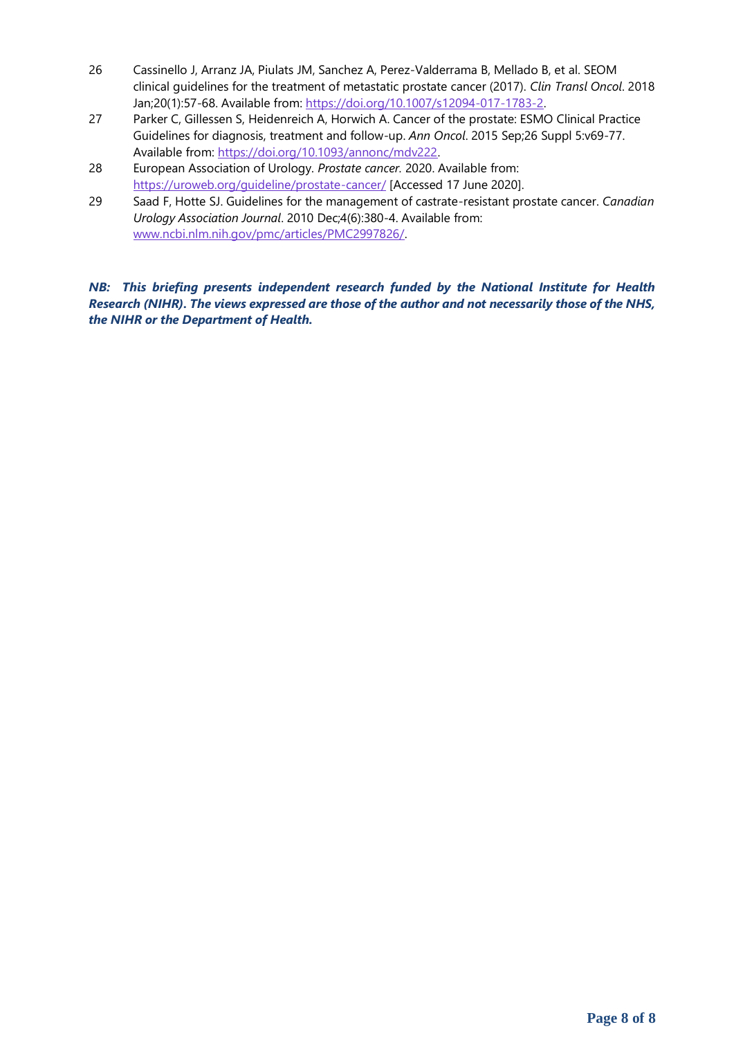26 Cassinello J, Arranz JA, Piulats JM, Sanchez A, Perez-Valderrama B, Mellado B, et al. SEOM clinical guidelines for the treatment of metastatic prostate cancer (2017). *Clin Transl Oncol*. 2018 Jan;20(1):57-68. Available from: https://doi.org/10.1007/s12094-017-1783-2.

27 Parker C, Gillessen S, Heidenreich A, Horwich A. Cancer of the prostate: ESMO Clinical Practice Guidelines for diagnosis, treatment and follow-up. *Ann Oncol*. 2015 Sep;26 Suppl 5:v69-77. Available from: https://doi.org/10.1093/annonc/mdv222.

28 European Association of Urology. *Prostate cancer.* 2020. Available from: https://uroweb.org/guideline/prostate-cancer/ [Accessed 17 June 2020].

29 Saad F, Hotte SJ. Guidelines for the management of castrate-resistant prostate cancer. *Canadian Urology Association Journal*. 2010 Dec;4(6):380-4. Available from: www.ncbi.nlm.nih.gov/pmc/articles/PMC2997826/.

***NB: This briefing presents independent research funded by the National Institute for Health Research (NIHR). The views expressed are those of the author and not necessarily those of the NHS, the NIHR or the Department of Health.***